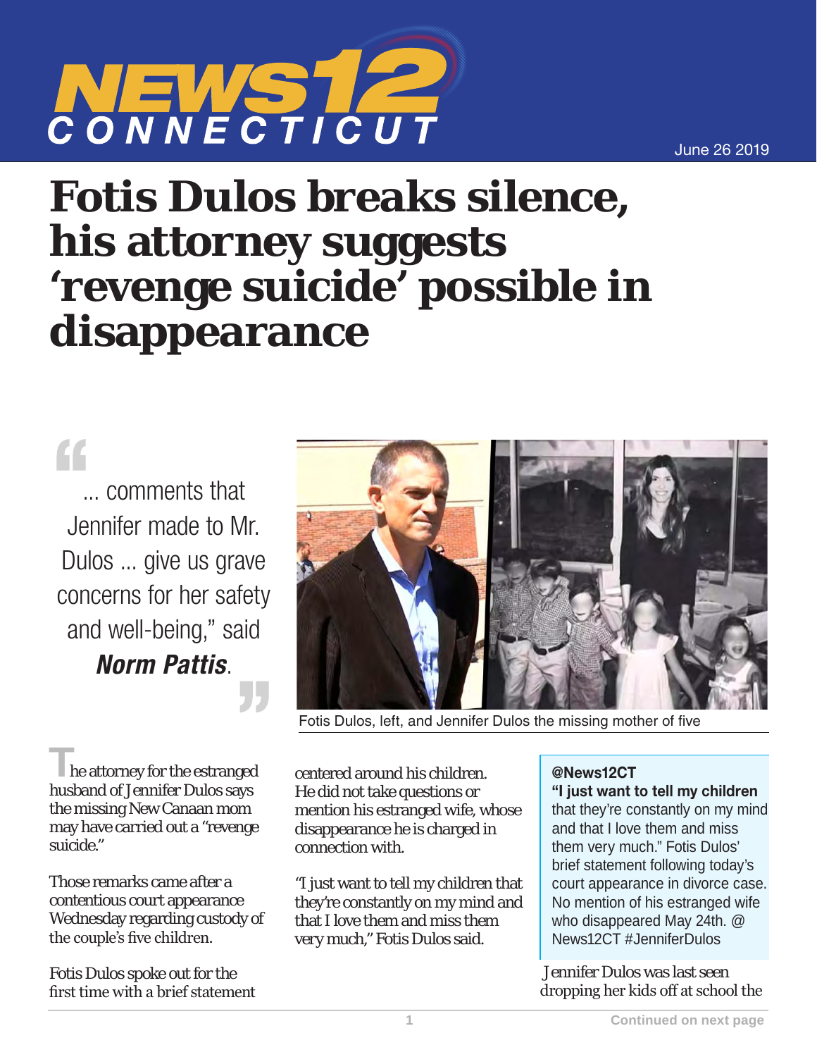NEWS12 CONNECTICUT

June 26 2019

# Fotis Dulos breaks silence, his attorney suggests 'revenge suicide' possible in disappearance

> "... comments that Jennifer made to Mr. Dulos ... give us grave concerns for her safety and well-being," said ***Norm Pattis***.

Fotis Dulos, left, and Jennifer Dulos the missing mother of five

The attorney for the estranged husband of Jennifer Dulos says the missing New Canaan mom may have carried out a "revenge suicide."

Those remarks came after a contentious court appearance Wednesday regarding custody of the couple's five children.

Fotis Dulos spoke out for the first time with a brief statement centered around his children. He did not take questions or mention his estranged wife, whose disappearance he is charged in connection with.

"I just want to tell my children that they're constantly on my mind and that I love them and miss them very much," Fotis Dulos said.

> **@News12CT**
> **"I just want to tell my children** that they're constantly on my mind and that I love them and miss them very much." Fotis Dulos' brief statement following today's court appearance in divorce case. No mention of his estranged wife who disappeared May 24th. @ News12CT #JenniferDulos

Jennifer Dulos was last seen dropping her kids off at school the

Continued on next page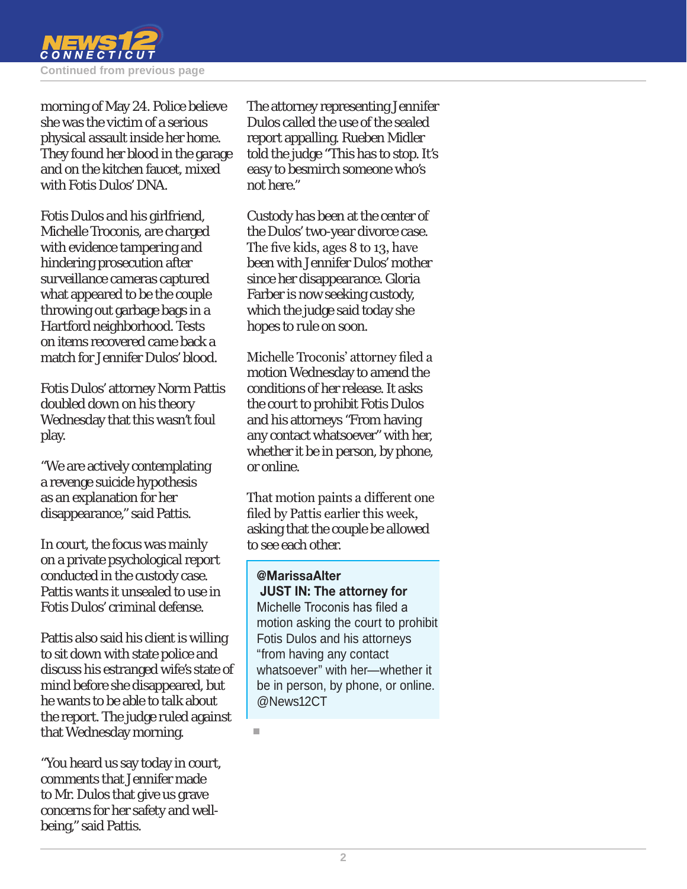morning of May 24. Police believe she was the victim of a serious physical assault inside her home. They found her blood in the garage and on the kitchen faucet, mixed with Fotis Dulos' DNA.

Fotis Dulos and his girlfriend, Michelle Troconis, are charged with evidence tampering and hindering prosecution after surveillance cameras captured what appeared to be the couple throwing out garbage bags in a Hartford neighborhood. Tests on items recovered came back a match for Jennifer Dulos' blood.

Fotis Dulos' attorney Norm Pattis doubled down on his theory Wednesday that this wasn't foul play.

"We are actively contemplating a revenge suicide hypothesis as an explanation for her disappearance," said Pattis.

In court, the focus was mainly on a private psychological report conducted in the custody case. Pattis wants it unsealed to use in Fotis Dulos' criminal defense.

Pattis also said his client is willing to sit down with state police and discuss his estranged wife's state of mind before she disappeared, but he wants to be able to talk about the report. The judge ruled against that Wednesday morning.

"You heard us say today in court, comments that Jennifer made to Mr. Dulos that give us grave concerns for her safety and well-being," said Pattis.

The attorney representing Jennifer Dulos called the use of the sealed report appalling. Rueben Midler told the judge "This has to stop. It's easy to besmirch someone who's not here."

Custody has been at the center of the Dulos' two-year divorce case. The five kids, ages 8 to 13, have been with Jennifer Dulos' mother since her disappearance. Gloria Farber is now seeking custody, which the judge said today she hopes to rule on soon.

Michelle Troconis' attorney filed a motion Wednesday to amend the conditions of her release. It asks the court to prohibit Fotis Dulos and his attorneys "From having any contact whatsoever" with her, whether it be in person, by phone, or online.

That motion paints a different one filed by Pattis earlier this week, asking that the couple be allowed to see each other.

> **@MarissaAlter**
> **JUST IN: The attorney for** Michelle Troconis has filed a motion asking the court to prohibit Fotis Dulos and his attorneys "from having any contact whatsoever" with her—whether it be in person, by phone, or online. @News12CT